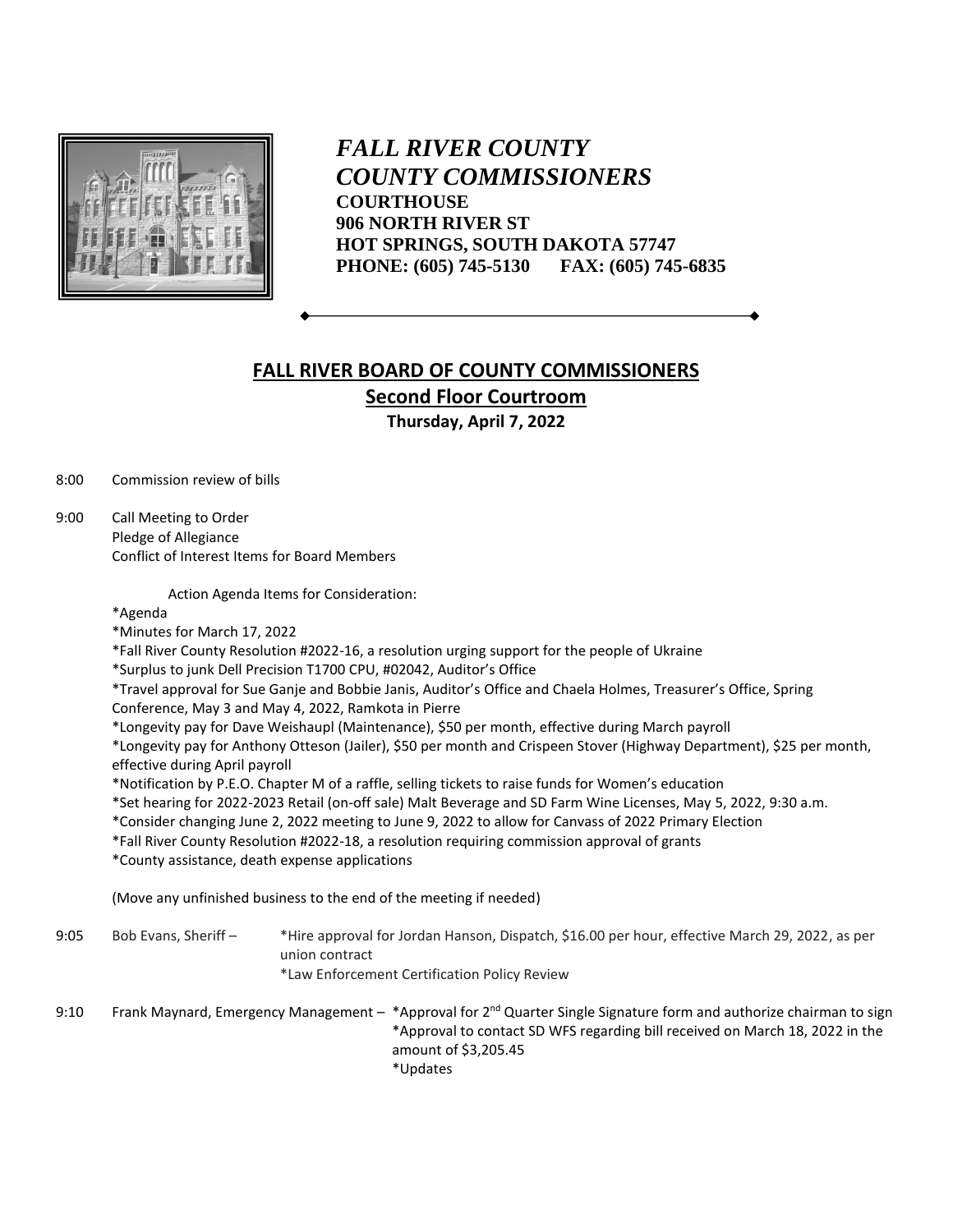*FALL RIVER COUNTY*
*COUNTY COMMISSIONERS*
**COURTHOUSE**
**906 NORTH RIVER ST**
**HOT SPRINGS, SOUTH DAKOTA 57747**
**PHONE: (605) 745-5130 FAX: (605) 745-6835**

---

## FALL RIVER BOARD OF COUNTY COMMISSIONERS

### Second Floor Courtroom

**Thursday, April 7, 2022**

8:00 Commission review of bills

9:00 Call Meeting to Order
Pledge of Allegiance
Conflict of Interest Items for Board Members

Action Agenda Items for Consideration:

*Agenda
*Minutes for March 17, 2022
*Fall River County Resolution #2022-16, a resolution urging support for the people of Ukraine
*Surplus to junk Dell Precision T1700 CPU, #02042, Auditor's Office
*Travel approval for Sue Ganje and Bobbie Janis, Auditor's Office and Chaela Holmes, Treasurer's Office, Spring Conference, May 3 and May 4, 2022, Ramkota in Pierre
*Longevity pay for Dave Weishaupl (Maintenance), $50 per month, effective during March payroll
*Longevity pay for Anthony Otteson (Jailer), $50 per month and Crispeen Stover (Highway Department), $25 per month, effective during April payroll
*Notification by P.E.O. Chapter M of a raffle, selling tickets to raise funds for Women's education
*Set hearing for 2022-2023 Retail (on-off sale) Malt Beverage and SD Farm Wine Licenses, May 5, 2022, 9:30 a.m.
*Consider changing June 2, 2022 meeting to June 9, 2022 to allow for Canvass of 2022 Primary Election
*Fall River County Resolution #2022-18, a resolution requiring commission approval of grants
*County assistance, death expense applications

(Move any unfinished business to the end of the meeting if needed)

9:05 Bob Evans, Sheriff – *Hire approval for Jordan Hanson, Dispatch, $16.00 per hour, effective March 29, 2022, as per union contract
*Law Enforcement Certification Policy Review

9:10 Frank Maynard, Emergency Management – *Approval for 2nd Quarter Single Signature form and authorize chairman to sign
*Approval to contact SD WFS regarding bill received on March 18, 2022 in the amount of $3,205.45
*Updates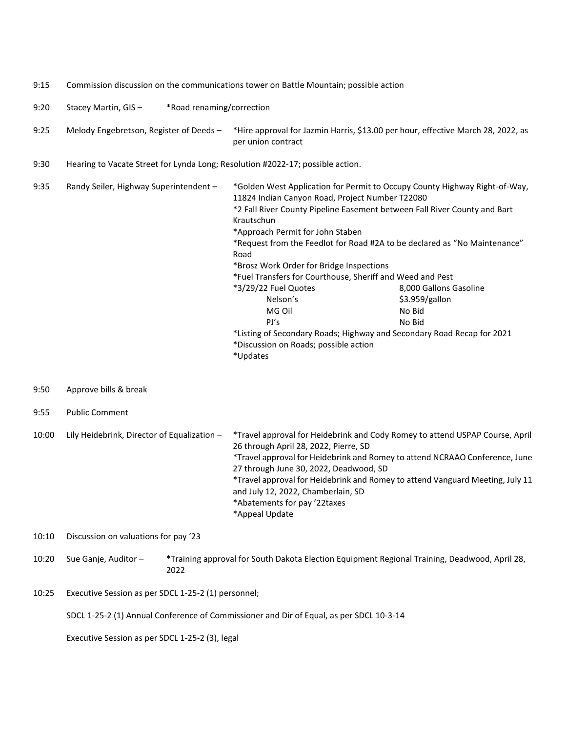9:15 Commission discussion on the communications tower on Battle Mountain; possible action

9:20 Stacey Martin, GIS – *Road renaming/correction

9:25 Melody Engebretson, Register of Deeds – *Hire approval for Jazmin Harris, $13.00 per hour, effective March 28, 2022, as per union contract

9:30 Hearing to Vacate Street for Lynda Long; Resolution #2022-17; possible action.

9:35 Randy Seiler, Highway Superintendent –

- *Golden West Application for Permit to Occupy County Highway Right-of-Way, 11824 Indian Canyon Road, Project Number T22080
- *2 Fall River County Pipeline Easement between Fall River County and Bart Krautschun
- *Approach Permit for John Staben
- *Request from the Feedlot for Road #2A to be declared as "No Maintenance" Road
- *Brosz Work Order for Bridge Inspections
- *Fuel Transfers for Courthouse, Sheriff and Weed and Pest
- *3/29/22 Fuel Quotes

| | 8,000 Gallons Gasoline |
|---|---|
| Nelson's | $3.959/gallon |
| MG Oil | No Bid |
| PJ's | No Bid |

- *Listing of Secondary Roads; Highway and Secondary Road Recap for 2021
- *Discussion on Roads; possible action
- *Updates

9:50 Approve bills & break

9:55 Public Comment

10:00 Lily Heidebrink, Director of Equalization –

- *Travel approval for Heidebrink and Cody Romey to attend USPAP Course, April 26 through April 28, 2022, Pierre, SD
- *Travel approval for Heidebrink and Romey to attend NCRAAO Conference, June 27 through June 30, 2022, Deadwood, SD
- *Travel approval for Heidebrink and Romey to attend Vanguard Meeting, July 11 and July 12, 2022, Chamberlain, SD
- *Abatements for pay '22taxes
- *Appeal Update

10:10 Discussion on valuations for pay '23

10:20 Sue Ganje, Auditor – *Training approval for South Dakota Election Equipment Regional Training, Deadwood, April 28, 2022

10:25 Executive Session as per SDCL 1-25-2 (1) personnel;

SDCL 1-25-2 (1) Annual Conference of Commissioner and Dir of Equal, as per SDCL 10-3-14

Executive Session as per SDCL 1-25-2 (3), legal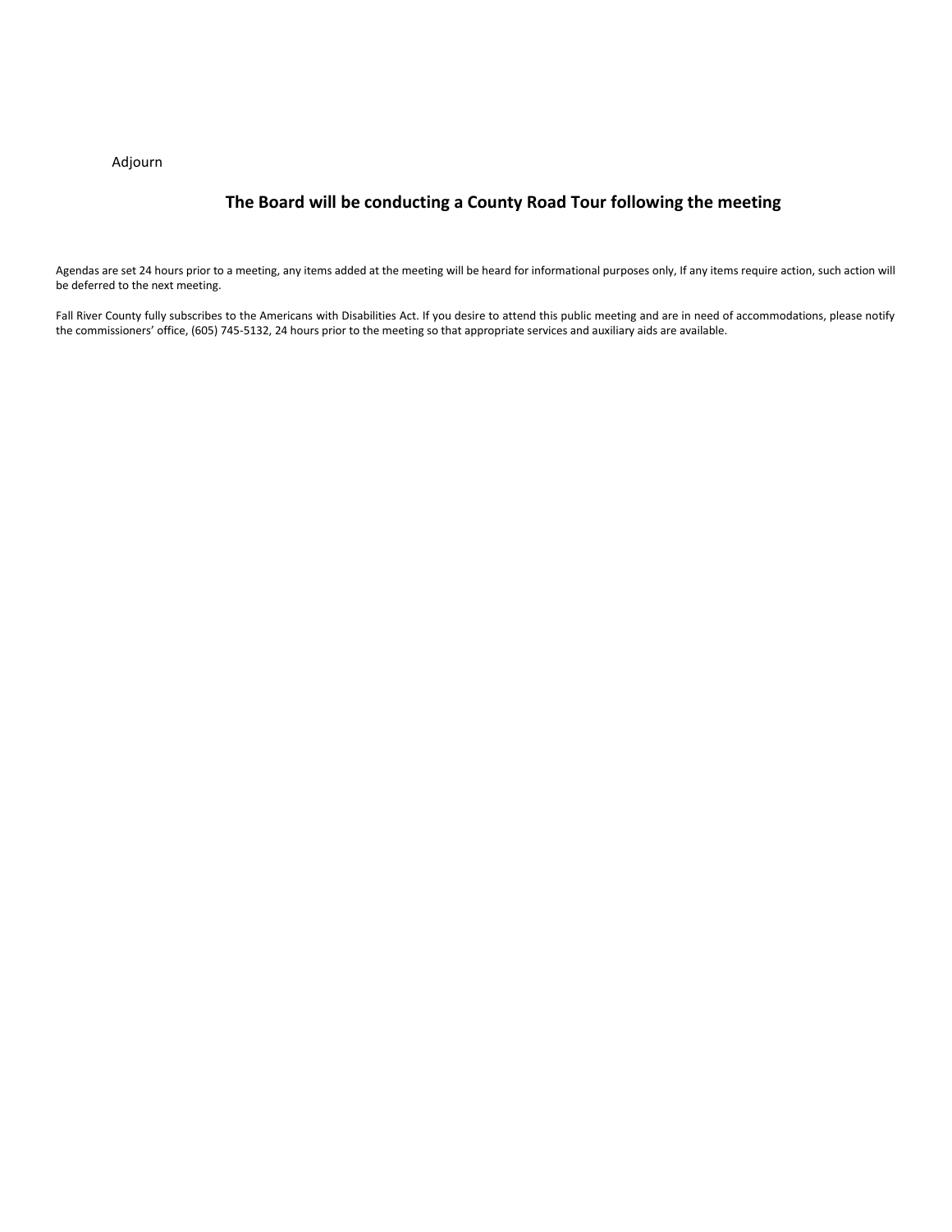Adjourn

**The Board will be conducting a County Road Tour following the meeting**

Agendas are set 24 hours prior to a meeting, any items added at the meeting will be heard for informational purposes only, If any items require action, such action will be deferred to the next meeting.

Fall River County fully subscribes to the Americans with Disabilities Act. If you desire to attend this public meeting and are in need of accommodations, please notify the commissioners' office, (605) 745-5132, 24 hours prior to the meeting so that appropriate services and auxiliary aids are available.